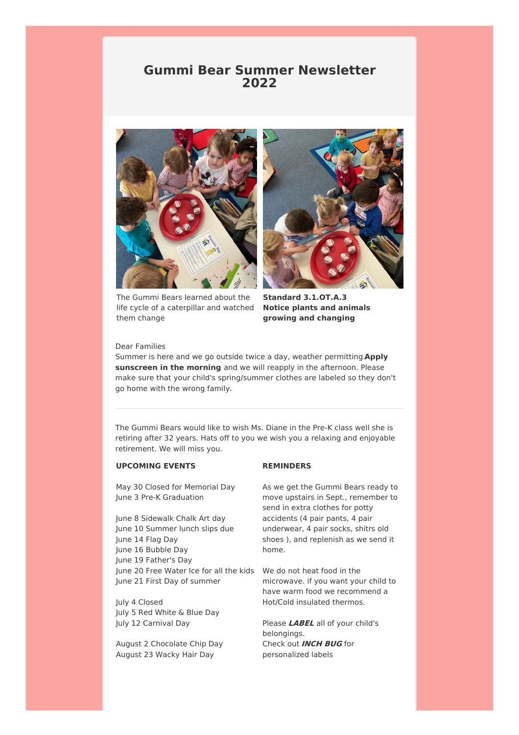# Gummi Bear Summer Newsletter 2022

The Gummi Bears learned about the life cycle of a caterpillar and watched them change

**Standard 3.1.OT.A.3**
**Notice plants and animals growing and changing**

Dear Families
Summer is here and we go outside twice a day, weather permitting.**Apply sunscreen in the morning** and we will reapply in the afternoon. Please make sure that your child's spring/summer clothes are labeled so they don't go home with the wrong family.

---

The Gummi Bears would like to wish Ms. Diane in the Pre-K class well she is retiring after 32 years. Hats off to you we wish you a relaxing and enjoyable retirement. We will miss you.

**UPCOMING EVENTS**

May 30 Closed for Memorial Day
June 3 Pre-K Graduation

June 8 Sidewalk Chalk Art day
June 10 Summer lunch slips due
June 14 Flag Day
June 16 Bubble Day
June 19 Father's Day
June 20 Free Water Ice for all the kids
June 21 First Day of summer

July 4 Closed
July 5 Red White & Blue Day
July 12 Carnival Day

August 2 Chocolate Chip Day
August 23 Wacky Hair Day

**REMINDERS**

As we get the Gummi Bears ready to move upstairs in Sept., remember to send in extra clothes for potty accidents (4 pair pants, 4 pair underwear, 4 pair socks, shitrs old shoes ), and replenish as we send it home.

We do not heat food in the microwave. if you want your child to have warm food we recommend a Hot/Cold insulated thermos.

Please ***LABEL*** all of your child's belongings.
Check out ***INCH BUG*** for personalized labels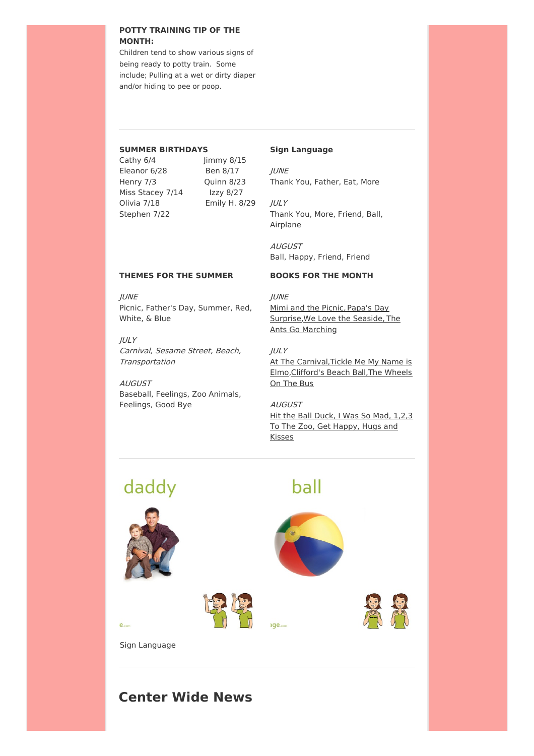**POTTY TRAINING TIP OF THE MONTH:**

Children tend to show various signs of being ready to potty train. Some include; Pulling at a wet or dirty diaper and/or hiding to pee or poop.

**SUMMER BIRTHDAYS**

Cathy 6/4
Eleanor 6/28
Henry 7/3
Miss Stacey 7/14
Olivia 7/18
Stephen 7/22
Jimmy 8/15
Ben 8/17
Quinn 8/23
Izzy 8/27
Emily H. 8/29

**Sign Language**

*JUNE*
Thank You, Father, Eat, More

*JULY*
Thank You, More, Friend, Ball, Airplane

*AUGUST*
Ball, Happy, Friend, Friend

**THEMES FOR THE SUMMER**

*JUNE*
Picnic, Father's Day, Summer, Red, White, & Blue

*JULY*
*Carnival, Sesame Street, Beach, Transportation*

*AUGUST*
Baseball, Feelings, Zoo Animals, Feelings, Good Bye

**BOOKS FOR THE MONTH**

*JUNE*
Mimi and the Picnic, Papa's Day Surprise, We Love the Seaside, The Ants Go Marching

*JULY*
At The Carnival, Tickle Me My Name is Elmo, Clifford's Beach Ball, The Wheels On The Bus

*AUGUST*
Hit the Ball Duck, I Was So Mad, 1,2,3 To The Zoo, Get Happy, Hugs and Kisses

daddy

ball

Sign Language

## Center Wide News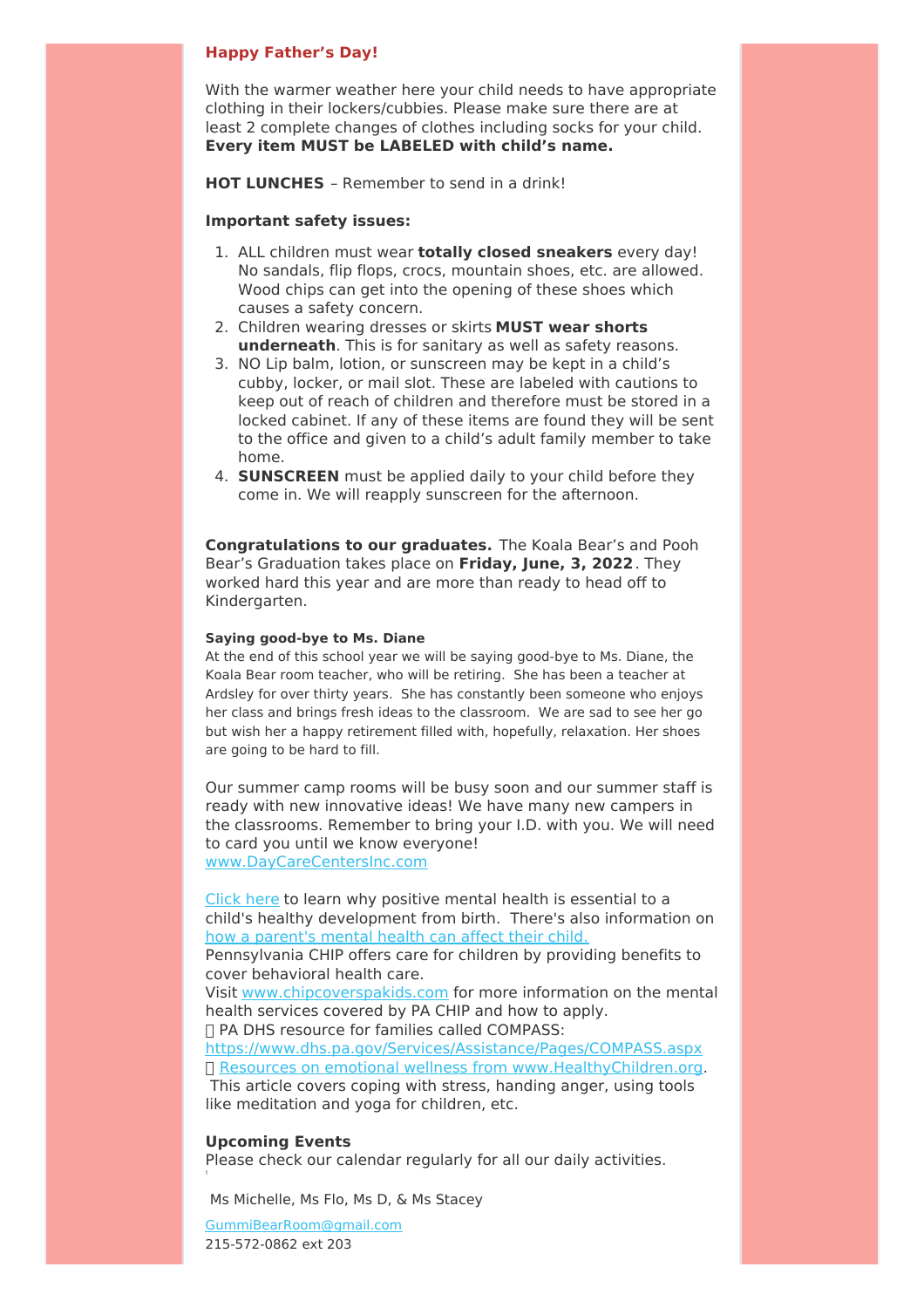**Happy Father's Day!**

With the warmer weather here your child needs to have appropriate clothing in their lockers/cubbies. Please make sure there are at least 2 complete changes of clothes including socks for your child. **Every item MUST be LABELED with child's name.**

**HOT LUNCHES** – Remember to send in a drink!

**Important safety issues:**

1. ALL children must wear **totally closed sneakers** every day! No sandals, flip flops, crocs, mountain shoes, etc. are allowed. Wood chips can get into the opening of these shoes which causes a safety concern.
2. Children wearing dresses or skirts **MUST wear shorts underneath**. This is for sanitary as well as safety reasons.
3. NO Lip balm, lotion, or sunscreen may be kept in a child's cubby, locker, or mail slot. These are labeled with cautions to keep out of reach of children and therefore must be stored in a locked cabinet. If any of these items are found they will be sent to the office and given to a child's adult family member to take home.
4. **SUNSCREEN** must be applied daily to your child before they come in. We will reapply sunscreen for the afternoon.

**Congratulations to our graduates.** The Koala Bear's and Pooh Bear's Graduation takes place on **Friday, June, 3, 2022**. They worked hard this year and are more than ready to head off to Kindergarten.

**Saying good-bye to Ms. Diane**

At the end of this school year we will be saying good-bye to Ms. Diane, the Koala Bear room teacher, who will be retiring. She has been a teacher at Ardsley for over thirty years. She has constantly been someone who enjoys her class and brings fresh ideas to the classroom. We are sad to see her go but wish her a happy retirement filled with, hopefully, relaxation. Her shoes are going to be hard to fill.

Our summer camp rooms will be busy soon and our summer staff is ready with new innovative ideas! We have many new campers in the classrooms. Remember to bring your I.D. with you. We will need to card you until we know everyone!
www.DayCareCentersInc.com

Click here to learn why positive mental health is essential to a child's healthy development from birth. There's also information on how a parent's mental health can affect their child.
Pennsylvania CHIP offers care for children by providing benefits to cover behavioral health care.
Visit www.chipcoverspakids.com for more information on the mental health services covered by PA CHIP and how to apply.
PA DHS resource for families called COMPASS:
https://www.dhs.pa.gov/Services/Assistance/Pages/COMPASS.aspx
Resources on emotional wellness from www.HealthyChildren.org.
This article covers coping with stress, handing anger, using tools like meditation and yoga for children, etc.

**Upcoming Events**

Please check our calendar regularly for all our daily activities.

Ms Michelle, Ms Flo, Ms D, & Ms Stacey

GummiBearRoom@gmail.com
215-572-0862 ext 203